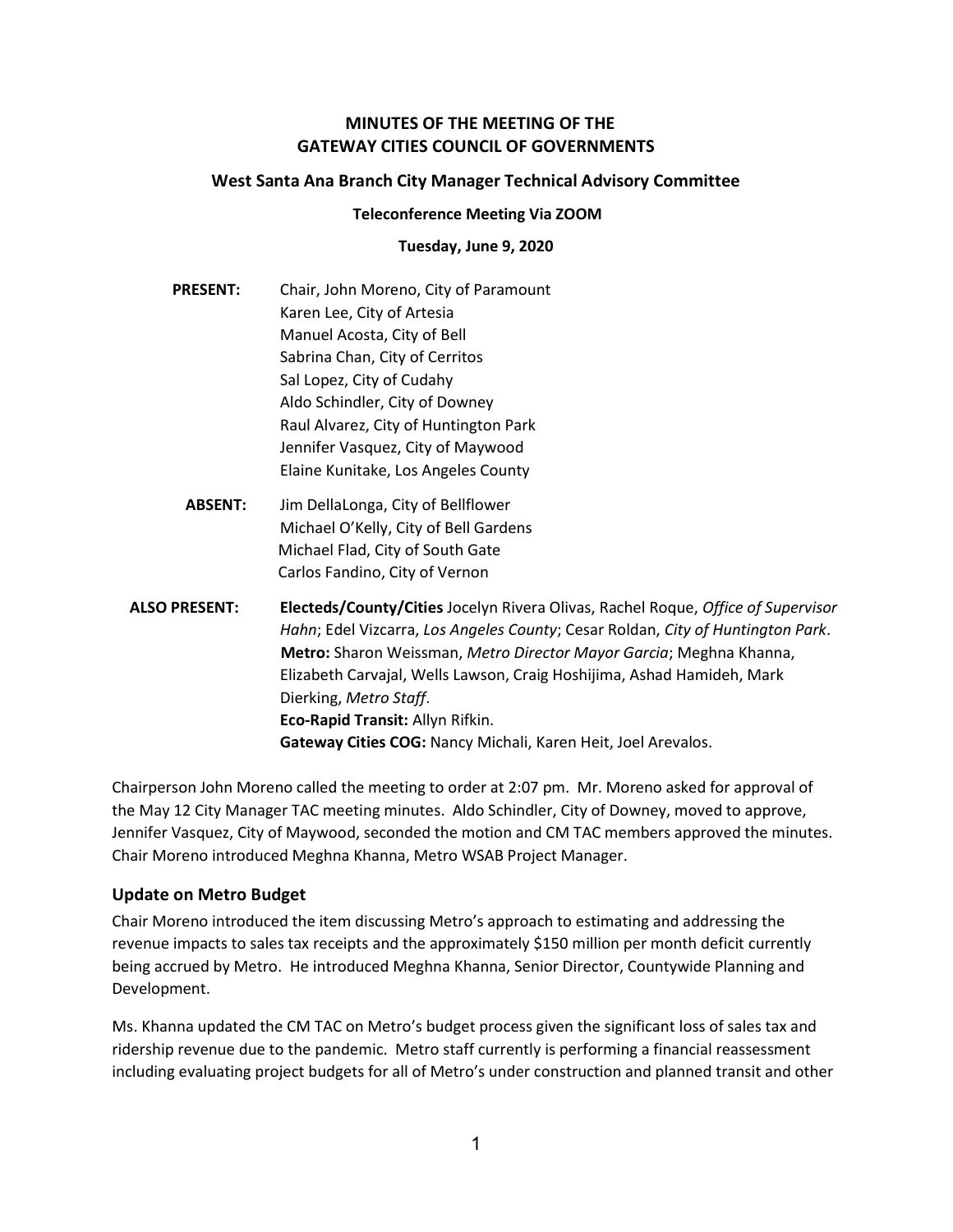# MINUTES OF THE MEETING OF THE GATEWAY CITIES COUNCIL OF GOVERNMENTS

## West Santa Ana Branch City Manager Technical Advisory Committee

**Teleconference Meeting Via ZOOM**

**Tuesday, June 9, 2020**

**PRESENT:** Chair, John Moreno, City of Paramount
Karen Lee, City of Artesia
Manuel Acosta, City of Bell
Sabrina Chan, City of Cerritos
Sal Lopez, City of Cudahy
Aldo Schindler, City of Downey
Raul Alvarez, City of Huntington Park
Jennifer Vasquez, City of Maywood
Elaine Kunitake, Los Angeles County

**ABSENT:** Jim DellaLonga, City of Bellflower
Michael O'Kelly, City of Bell Gardens
Michael Flad, City of South Gate
Carlos Fandino, City of Vernon

**ALSO PRESENT:** **Electeds/County/Cities** Jocelyn Rivera Olivas, Rachel Roque, *Office of Supervisor Hahn*; Edel Vizcarra, *Los Angeles County*; Cesar Roldan, *City of Huntington Park*.
**Metro:** Sharon Weissman, *Metro Director Mayor Garcia*; Meghna Khanna, Elizabeth Carvajal, Wells Lawson, Craig Hoshijima, Ashad Hamideh, Mark Dierking, *Metro Staff*.
**Eco-Rapid Transit:** Allyn Rifkin.
**Gateway Cities COG:** Nancy Michali, Karen Heit, Joel Arevalos.

Chairperson John Moreno called the meeting to order at 2:07 pm. Mr. Moreno asked for approval of the May 12 City Manager TAC meeting minutes. Aldo Schindler, City of Downey, moved to approve, Jennifer Vasquez, City of Maywood, seconded the motion and CM TAC members approved the minutes. Chair Moreno introduced Meghna Khanna, Metro WSAB Project Manager.

### Update on Metro Budget

Chair Moreno introduced the item discussing Metro's approach to estimating and addressing the revenue impacts to sales tax receipts and the approximately $150 million per month deficit currently being accrued by Metro. He introduced Meghna Khanna, Senior Director, Countywide Planning and Development.

Ms. Khanna updated the CM TAC on Metro's budget process given the significant loss of sales tax and ridership revenue due to the pandemic. Metro staff currently is performing a financial reassessment including evaluating project budgets for all of Metro's under construction and planned transit and other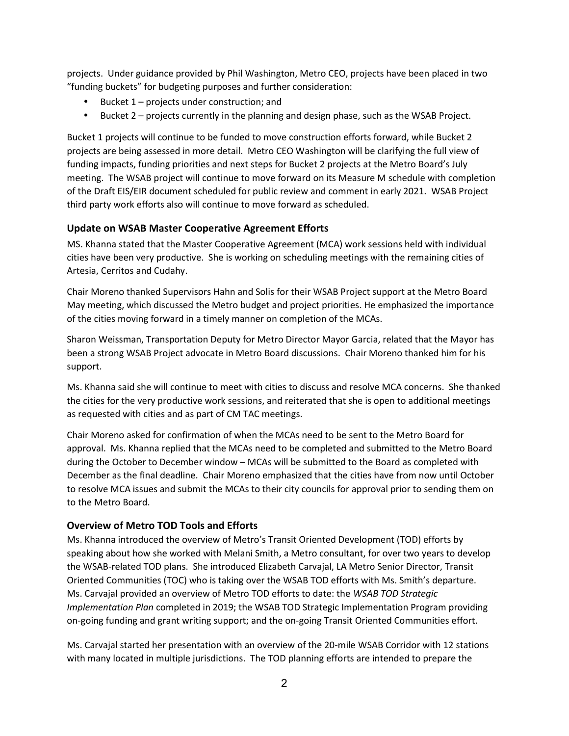projects. Under guidance provided by Phil Washington, Metro CEO, projects have been placed in two "funding buckets" for budgeting purposes and further consideration:

- Bucket 1 – projects under construction; and
- Bucket 2 – projects currently in the planning and design phase, such as the WSAB Project.

Bucket 1 projects will continue to be funded to move construction efforts forward, while Bucket 2 projects are being assessed in more detail. Metro CEO Washington will be clarifying the full view of funding impacts, funding priorities and next steps for Bucket 2 projects at the Metro Board's July meeting. The WSAB project will continue to move forward on its Measure M schedule with completion of the Draft EIS/EIR document scheduled for public review and comment in early 2021. WSAB Project third party work efforts also will continue to move forward as scheduled.

### Update on WSAB Master Cooperative Agreement Efforts

MS. Khanna stated that the Master Cooperative Agreement (MCA) work sessions held with individual cities have been very productive. She is working on scheduling meetings with the remaining cities of Artesia, Cerritos and Cudahy.

Chair Moreno thanked Supervisors Hahn and Solis for their WSAB Project support at the Metro Board May meeting, which discussed the Metro budget and project priorities. He emphasized the importance of the cities moving forward in a timely manner on completion of the MCAs.

Sharon Weissman, Transportation Deputy for Metro Director Mayor Garcia, related that the Mayor has been a strong WSAB Project advocate in Metro Board discussions. Chair Moreno thanked him for his support.

Ms. Khanna said she will continue to meet with cities to discuss and resolve MCA concerns. She thanked the cities for the very productive work sessions, and reiterated that she is open to additional meetings as requested with cities and as part of CM TAC meetings.

Chair Moreno asked for confirmation of when the MCAs need to be sent to the Metro Board for approval. Ms. Khanna replied that the MCAs need to be completed and submitted to the Metro Board during the October to December window – MCAs will be submitted to the Board as completed with December as the final deadline. Chair Moreno emphasized that the cities have from now until October to resolve MCA issues and submit the MCAs to their city councils for approval prior to sending them on to the Metro Board.

### Overview of Metro TOD Tools and Efforts

Ms. Khanna introduced the overview of Metro's Transit Oriented Development (TOD) efforts by speaking about how she worked with Melani Smith, a Metro consultant, for over two years to develop the WSAB-related TOD plans. She introduced Elizabeth Carvajal, LA Metro Senior Director, Transit Oriented Communities (TOC) who is taking over the WSAB TOD efforts with Ms. Smith's departure. Ms. Carvajal provided an overview of Metro TOD efforts to date: the *WSAB TOD Strategic Implementation Plan* completed in 2019; the WSAB TOD Strategic Implementation Program providing on-going funding and grant writing support; and the on-going Transit Oriented Communities effort.

Ms. Carvajal started her presentation with an overview of the 20-mile WSAB Corridor with 12 stations with many located in multiple jurisdictions. The TOD planning efforts are intended to prepare the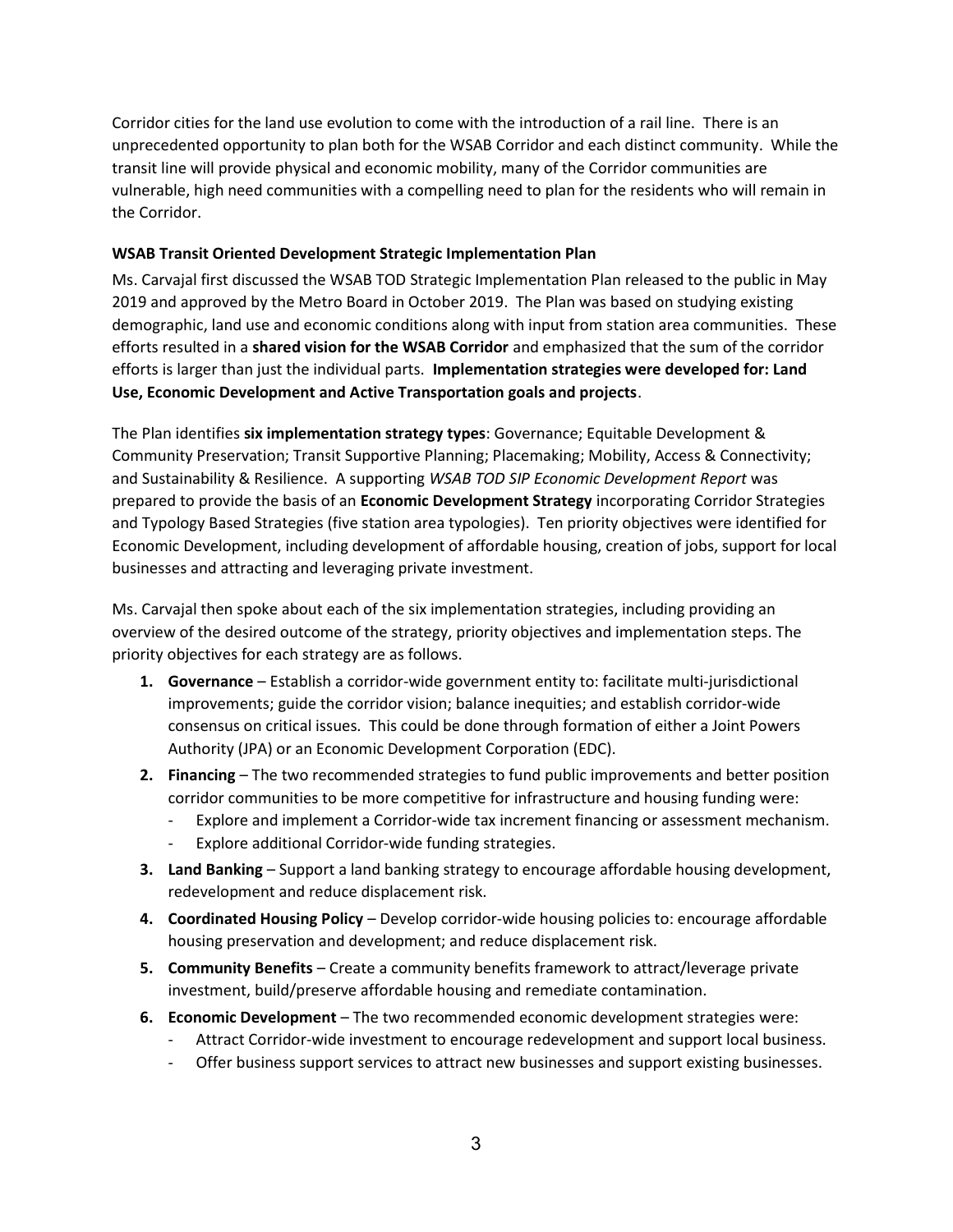Corridor cities for the land use evolution to come with the introduction of a rail line. There is an unprecedented opportunity to plan both for the WSAB Corridor and each distinct community. While the transit line will provide physical and economic mobility, many of the Corridor communities are vulnerable, high need communities with a compelling need to plan for the residents who will remain in the Corridor.

**WSAB Transit Oriented Development Strategic Implementation Plan**

Ms. Carvajal first discussed the WSAB TOD Strategic Implementation Plan released to the public in May 2019 and approved by the Metro Board in October 2019. The Plan was based on studying existing demographic, land use and economic conditions along with input from station area communities. These efforts resulted in a **shared vision for the WSAB Corridor** and emphasized that the sum of the corridor efforts is larger than just the individual parts. **Implementation strategies were developed for: Land Use, Economic Development and Active Transportation goals and projects**.

The Plan identifies **six implementation strategy types**: Governance; Equitable Development & Community Preservation; Transit Supportive Planning; Placemaking; Mobility, Access & Connectivity; and Sustainability & Resilience. A supporting *WSAB TOD SIP Economic Development Report* was prepared to provide the basis of an **Economic Development Strategy** incorporating Corridor Strategies and Typology Based Strategies (five station area typologies). Ten priority objectives were identified for Economic Development, including development of affordable housing, creation of jobs, support for local businesses and attracting and leveraging private investment.

Ms. Carvajal then spoke about each of the six implementation strategies, including providing an overview of the desired outcome of the strategy, priority objectives and implementation steps. The priority objectives for each strategy are as follows.

1. **Governance** – Establish a corridor-wide government entity to: facilitate multi-jurisdictional improvements; guide the corridor vision; balance inequities; and establish corridor-wide consensus on critical issues. This could be done through formation of either a Joint Powers Authority (JPA) or an Economic Development Corporation (EDC).
2. **Financing** – The two recommended strategies to fund public improvements and better position corridor communities to be more competitive for infrastructure and housing funding were:
   - Explore and implement a Corridor-wide tax increment financing or assessment mechanism.
   - Explore additional Corridor-wide funding strategies.
3. **Land Banking** – Support a land banking strategy to encourage affordable housing development, redevelopment and reduce displacement risk.
4. **Coordinated Housing Policy** – Develop corridor-wide housing policies to: encourage affordable housing preservation and development; and reduce displacement risk.
5. **Community Benefits** – Create a community benefits framework to attract/leverage private investment, build/preserve affordable housing and remediate contamination.
6. **Economic Development** – The two recommended economic development strategies were:
   - Attract Corridor-wide investment to encourage redevelopment and support local business.
   - Offer business support services to attract new businesses and support existing businesses.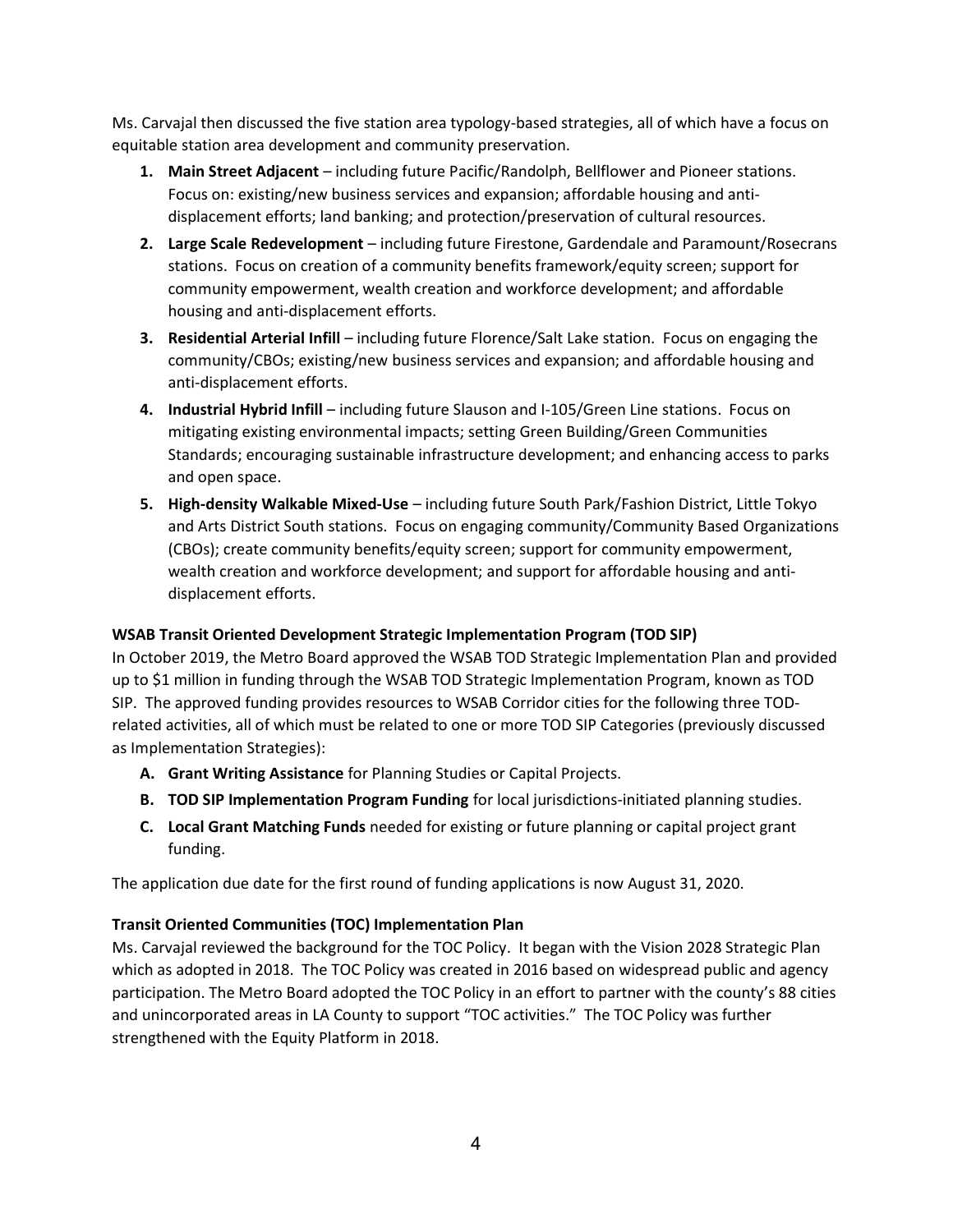Ms. Carvajal then discussed the five station area typology-based strategies, all of which have a focus on equitable station area development and community preservation.

1. **Main Street Adjacent** – including future Pacific/Randolph, Bellflower and Pioneer stations. Focus on: existing/new business services and expansion; affordable housing and anti-displacement efforts; land banking; and protection/preservation of cultural resources.
2. **Large Scale Redevelopment** – including future Firestone, Gardendale and Paramount/Rosecrans stations. Focus on creation of a community benefits framework/equity screen; support for community empowerment, wealth creation and workforce development; and affordable housing and anti-displacement efforts.
3. **Residential Arterial Infill** – including future Florence/Salt Lake station. Focus on engaging the community/CBOs; existing/new business services and expansion; and affordable housing and anti-displacement efforts.
4. **Industrial Hybrid Infill** – including future Slauson and I-105/Green Line stations. Focus on mitigating existing environmental impacts; setting Green Building/Green Communities Standards; encouraging sustainable infrastructure development; and enhancing access to parks and open space.
5. **High-density Walkable Mixed-Use** – including future South Park/Fashion District, Little Tokyo and Arts District South stations. Focus on engaging community/Community Based Organizations (CBOs); create community benefits/equity screen; support for community empowerment, wealth creation and workforce development; and support for affordable housing and anti-displacement efforts.

**WSAB Transit Oriented Development Strategic Implementation Program (TOD SIP)**

In October 2019, the Metro Board approved the WSAB TOD Strategic Implementation Plan and provided up to $1 million in funding through the WSAB TOD Strategic Implementation Program, known as TOD SIP. The approved funding provides resources to WSAB Corridor cities for the following three TOD-related activities, all of which must be related to one or more TOD SIP Categories (previously discussed as Implementation Strategies):

- **A. Grant Writing Assistance** for Planning Studies or Capital Projects.
- **B. TOD SIP Implementation Program Funding** for local jurisdictions-initiated planning studies.
- **C. Local Grant Matching Funds** needed for existing or future planning or capital project grant funding.

The application due date for the first round of funding applications is now August 31, 2020.

**Transit Oriented Communities (TOC) Implementation Plan**

Ms. Carvajal reviewed the background for the TOC Policy. It began with the Vision 2028 Strategic Plan which as adopted in 2018. The TOC Policy was created in 2016 based on widespread public and agency participation. The Metro Board adopted the TOC Policy in an effort to partner with the county's 88 cities and unincorporated areas in LA County to support "TOC activities." The TOC Policy was further strengthened with the Equity Platform in 2018.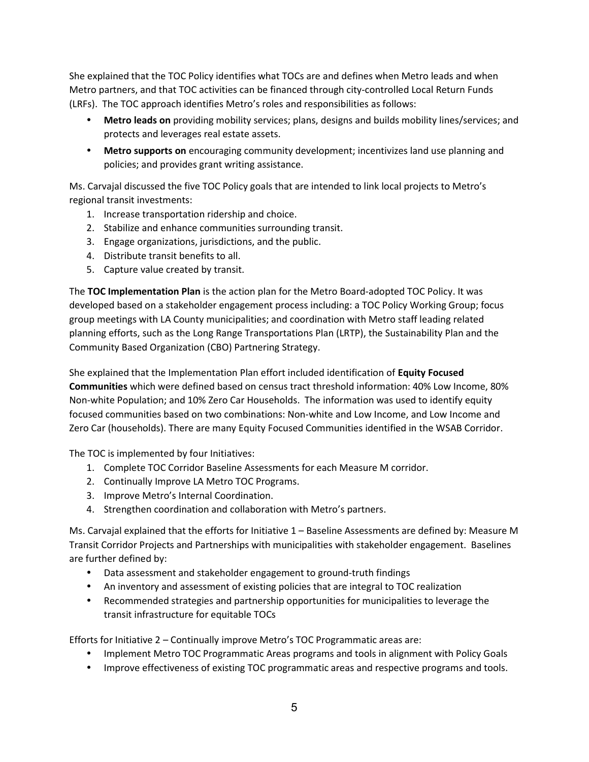She explained that the TOC Policy identifies what TOCs are and defines when Metro leads and when Metro partners, and that TOC activities can be financed through city-controlled Local Return Funds (LRFs). The TOC approach identifies Metro's roles and responsibilities as follows:

- **Metro leads on** providing mobility services; plans, designs and builds mobility lines/services; and protects and leverages real estate assets.
- **Metro supports on** encouraging community development; incentivizes land use planning and policies; and provides grant writing assistance.

Ms. Carvajal discussed the five TOC Policy goals that are intended to link local projects to Metro's regional transit investments:

1. Increase transportation ridership and choice.
2. Stabilize and enhance communities surrounding transit.
3. Engage organizations, jurisdictions, and the public.
4. Distribute transit benefits to all.
5. Capture value created by transit.

The **TOC Implementation Plan** is the action plan for the Metro Board-adopted TOC Policy. It was developed based on a stakeholder engagement process including: a TOC Policy Working Group; focus group meetings with LA County municipalities; and coordination with Metro staff leading related planning efforts, such as the Long Range Transportations Plan (LRTP), the Sustainability Plan and the Community Based Organization (CBO) Partnering Strategy.

She explained that the Implementation Plan effort included identification of **Equity Focused Communities** which were defined based on census tract threshold information: 40% Low Income, 80% Non-white Population; and 10% Zero Car Households. The information was used to identify equity focused communities based on two combinations: Non-white and Low Income, and Low Income and Zero Car (households). There are many Equity Focused Communities identified in the WSAB Corridor.

The TOC is implemented by four Initiatives:

1. Complete TOC Corridor Baseline Assessments for each Measure M corridor.
2. Continually Improve LA Metro TOC Programs.
3. Improve Metro's Internal Coordination.
4. Strengthen coordination and collaboration with Metro's partners.

Ms. Carvajal explained that the efforts for Initiative 1 – Baseline Assessments are defined by: Measure M Transit Corridor Projects and Partnerships with municipalities with stakeholder engagement. Baselines are further defined by:

- Data assessment and stakeholder engagement to ground-truth findings
- An inventory and assessment of existing policies that are integral to TOC realization
- Recommended strategies and partnership opportunities for municipalities to leverage the transit infrastructure for equitable TOCs

Efforts for Initiative 2 – Continually improve Metro's TOC Programmatic areas are:

- Implement Metro TOC Programmatic Areas programs and tools in alignment with Policy Goals
- Improve effectiveness of existing TOC programmatic areas and respective programs and tools.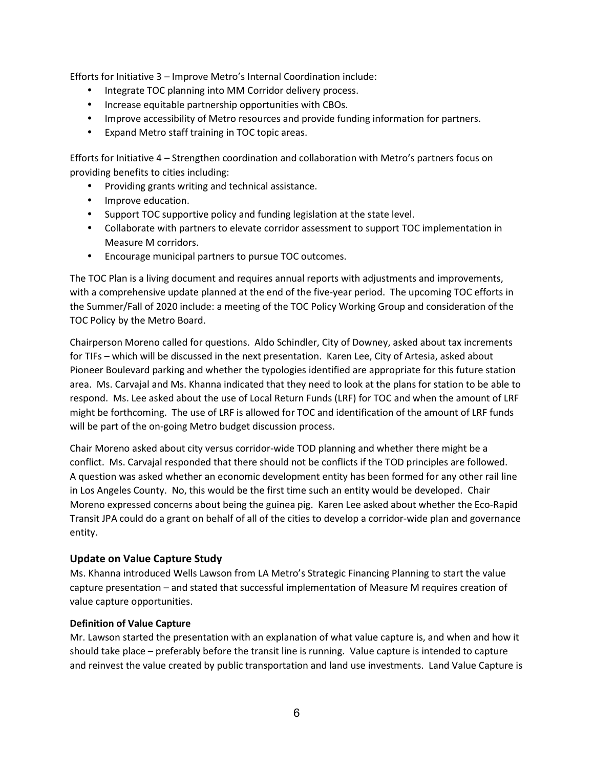Efforts for Initiative 3 – Improve Metro's Internal Coordination include:

- Integrate TOC planning into MM Corridor delivery process.
- Increase equitable partnership opportunities with CBOs.
- Improve accessibility of Metro resources and provide funding information for partners.
- Expand Metro staff training in TOC topic areas.

Efforts for Initiative 4 – Strengthen coordination and collaboration with Metro's partners focus on providing benefits to cities including:

- Providing grants writing and technical assistance.
- Improve education.
- Support TOC supportive policy and funding legislation at the state level.
- Collaborate with partners to elevate corridor assessment to support TOC implementation in Measure M corridors.
- Encourage municipal partners to pursue TOC outcomes.

The TOC Plan is a living document and requires annual reports with adjustments and improvements, with a comprehensive update planned at the end of the five-year period. The upcoming TOC efforts in the Summer/Fall of 2020 include: a meeting of the TOC Policy Working Group and consideration of the TOC Policy by the Metro Board.

Chairperson Moreno called for questions. Aldo Schindler, City of Downey, asked about tax increments for TIFs – which will be discussed in the next presentation. Karen Lee, City of Artesia, asked about Pioneer Boulevard parking and whether the typologies identified are appropriate for this future station area. Ms. Carvajal and Ms. Khanna indicated that they need to look at the plans for station to be able to respond. Ms. Lee asked about the use of Local Return Funds (LRF) for TOC and when the amount of LRF might be forthcoming. The use of LRF is allowed for TOC and identification of the amount of LRF funds will be part of the on-going Metro budget discussion process.

Chair Moreno asked about city versus corridor-wide TOD planning and whether there might be a conflict. Ms. Carvajal responded that there should not be conflicts if the TOD principles are followed. A question was asked whether an economic development entity has been formed for any other rail line in Los Angeles County. No, this would be the first time such an entity would be developed. Chair Moreno expressed concerns about being the guinea pig. Karen Lee asked about whether the Eco-Rapid Transit JPA could do a grant on behalf of all of the cities to develop a corridor-wide plan and governance entity.

## Update on Value Capture Study

Ms. Khanna introduced Wells Lawson from LA Metro's Strategic Financing Planning to start the value capture presentation – and stated that successful implementation of Measure M requires creation of value capture opportunities.

### Definition of Value Capture

Mr. Lawson started the presentation with an explanation of what value capture is, and when and how it should take place – preferably before the transit line is running. Value capture is intended to capture and reinvest the value created by public transportation and land use investments. Land Value Capture is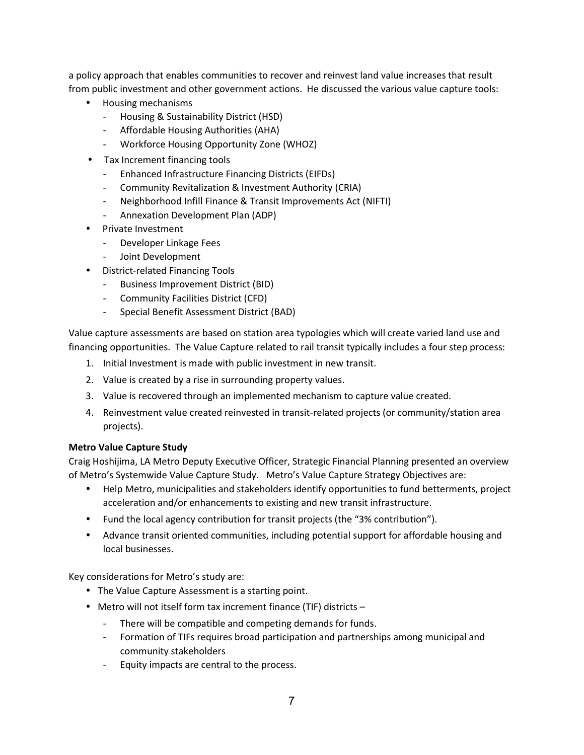a policy approach that enables communities to recover and reinvest land value increases that result from public investment and other government actions. He discussed the various value capture tools:

- Housing mechanisms
  - Housing & Sustainability District (HSD)
  - Affordable Housing Authorities (AHA)
  - Workforce Housing Opportunity Zone (WHOZ)
- Tax Increment financing tools
  - Enhanced Infrastructure Financing Districts (EIFDs)
  - Community Revitalization & Investment Authority (CRIA)
  - Neighborhood Infill Finance & Transit Improvements Act (NIFTI)
  - Annexation Development Plan (ADP)
- Private Investment
  - Developer Linkage Fees
  - Joint Development
- District-related Financing Tools
  - Business Improvement District (BID)
  - Community Facilities District (CFD)
  - Special Benefit Assessment District (BAD)

Value capture assessments are based on station area typologies which will create varied land use and financing opportunities. The Value Capture related to rail transit typically includes a four step process:

1. Initial Investment is made with public investment in new transit.
2. Value is created by a rise in surrounding property values.
3. Value is recovered through an implemented mechanism to capture value created.
4. Reinvestment value created reinvested in transit-related projects (or community/station area projects).

**Metro Value Capture Study**

Craig Hoshijima, LA Metro Deputy Executive Officer, Strategic Financial Planning presented an overview of Metro's Systemwide Value Capture Study. Metro's Value Capture Strategy Objectives are:

- Help Metro, municipalities and stakeholders identify opportunities to fund betterments, project acceleration and/or enhancements to existing and new transit infrastructure.
- Fund the local agency contribution for transit projects (the "3% contribution").
- Advance transit oriented communities, including potential support for affordable housing and local businesses.

Key considerations for Metro's study are:

- The Value Capture Assessment is a starting point.
- Metro will not itself form tax increment finance (TIF) districts –
  - There will be compatible and competing demands for funds.
  - Formation of TIFs requires broad participation and partnerships among municipal and community stakeholders
  - Equity impacts are central to the process.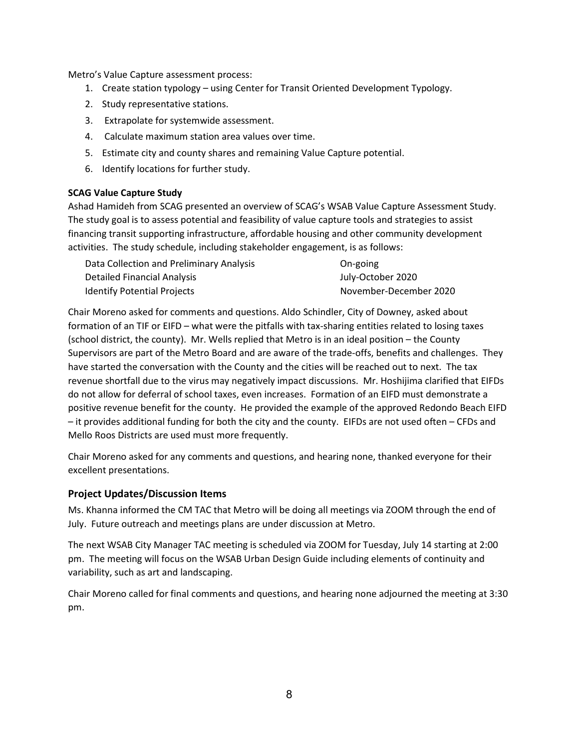Metro's Value Capture assessment process:

1. Create station typology – using Center for Transit Oriented Development Typology.
2. Study representative stations.
3. Extrapolate for systemwide assessment.
4. Calculate maximum station area values over time.
5. Estimate city and county shares and remaining Value Capture potential.
6. Identify locations for further study.

**SCAG Value Capture Study**

Ashad Hamideh from SCAG presented an overview of SCAG's WSAB Value Capture Assessment Study. The study goal is to assess potential and feasibility of value capture tools and strategies to assist financing transit supporting infrastructure, affordable housing and other community development activities. The study schedule, including stakeholder engagement, is as follows:

| | |
|---|---|
| Data Collection and Preliminary Analysis | On-going |
| Detailed Financial Analysis | July-October 2020 |
| Identify Potential Projects | November-December 2020 |

Chair Moreno asked for comments and questions. Aldo Schindler, City of Downey, asked about formation of an TIF or EIFD – what were the pitfalls with tax-sharing entities related to losing taxes (school district, the county). Mr. Wells replied that Metro is in an ideal position – the County Supervisors are part of the Metro Board and are aware of the trade-offs, benefits and challenges. They have started the conversation with the County and the cities will be reached out to next. The tax revenue shortfall due to the virus may negatively impact discussions. Mr. Hoshijima clarified that EIFDs do not allow for deferral of school taxes, even increases. Formation of an EIFD must demonstrate a positive revenue benefit for the county. He provided the example of the approved Redondo Beach EIFD – it provides additional funding for both the city and the county. EIFDs are not used often – CFDs and Mello Roos Districts are used must more frequently.

Chair Moreno asked for any comments and questions, and hearing none, thanked everyone for their excellent presentations.

## Project Updates/Discussion Items

Ms. Khanna informed the CM TAC that Metro will be doing all meetings via ZOOM through the end of July. Future outreach and meetings plans are under discussion at Metro.

The next WSAB City Manager TAC meeting is scheduled via ZOOM for Tuesday, July 14 starting at 2:00 pm. The meeting will focus on the WSAB Urban Design Guide including elements of continuity and variability, such as art and landscaping.

Chair Moreno called for final comments and questions, and hearing none adjourned the meeting at 3:30 pm.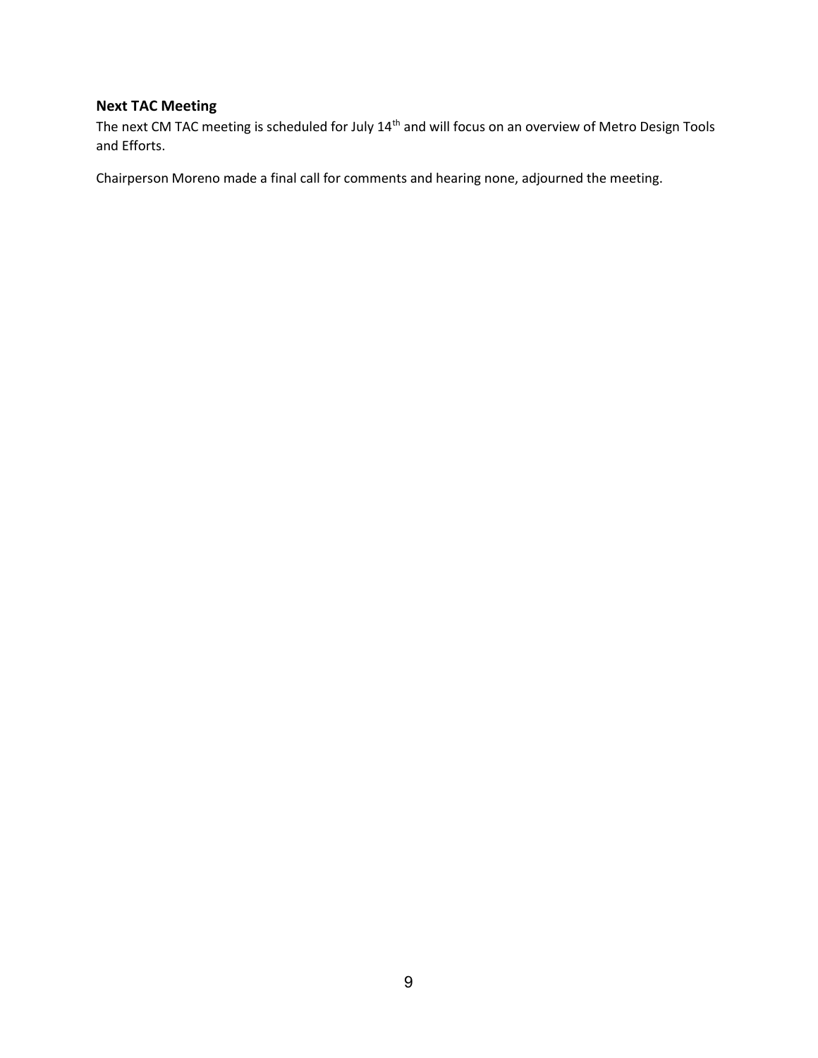### Next TAC Meeting

The next CM TAC meeting is scheduled for July 14th and will focus on an overview of Metro Design Tools and Efforts.

Chairperson Moreno made a final call for comments and hearing none, adjourned the meeting.